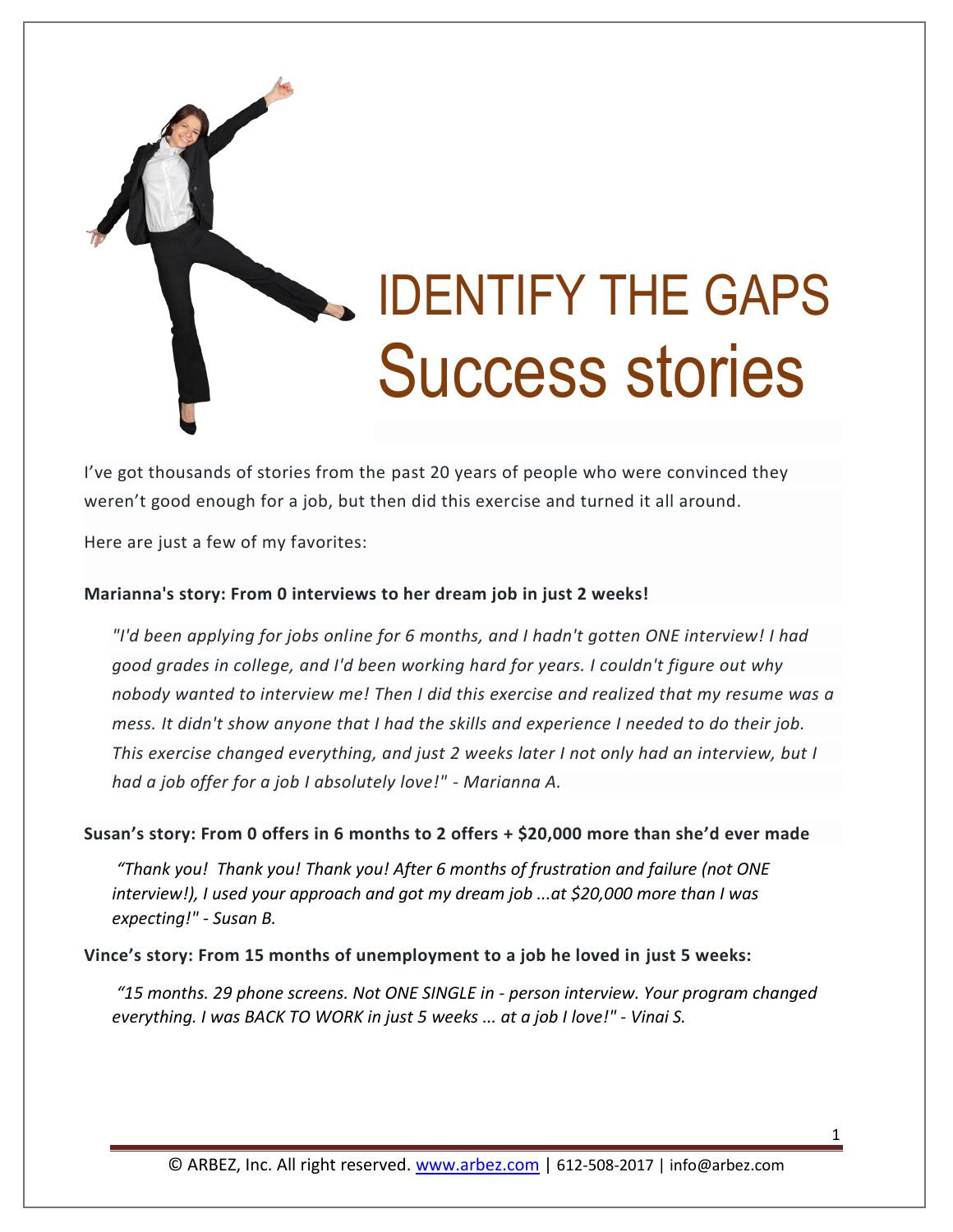# IDENTIFY THE GAPS
# Success stories

I've got thousands of stories from the past 20 years of people who were convinced they weren't good enough for a job, but then did this exercise and turned it all around.

Here are just a few of my favorites:

**Marianna's story: From 0 interviews to her dream job in just 2 weeks!**

> *"I'd been applying for jobs online for 6 months, and I hadn't gotten ONE interview! I had good grades in college, and I'd been working hard for years. I couldn't figure out why nobody wanted to interview me! Then I did this exercise and realized that my resume was a mess. It didn't show anyone that I had the skills and experience I needed to do their job. This exercise changed everything, and just 2 weeks later I not only had an interview, but I had a job offer for a job I absolutely love!" - Marianna A.*

**Susan's story: From 0 offers in 6 months to 2 offers + $20,000 more than she'd ever made**

> *"Thank you! Thank you! Thank you! After 6 months of frustration and failure (not ONE interview!), I used your approach and got my dream job ...at $20,000 more than I was expecting!" - Susan B.*

**Vince's story: From 15 months of unemployment to a job he loved in just 5 weeks:**

> *"15 months. 29 phone screens. Not ONE SINGLE in - person interview. Your program changed everything. I was BACK TO WORK in just 5 weeks ... at a job I love!" - Vinai S.*

© ARBEZ, Inc. All right reserved. www.arbez.com | 612-508-2017 | info@arbez.com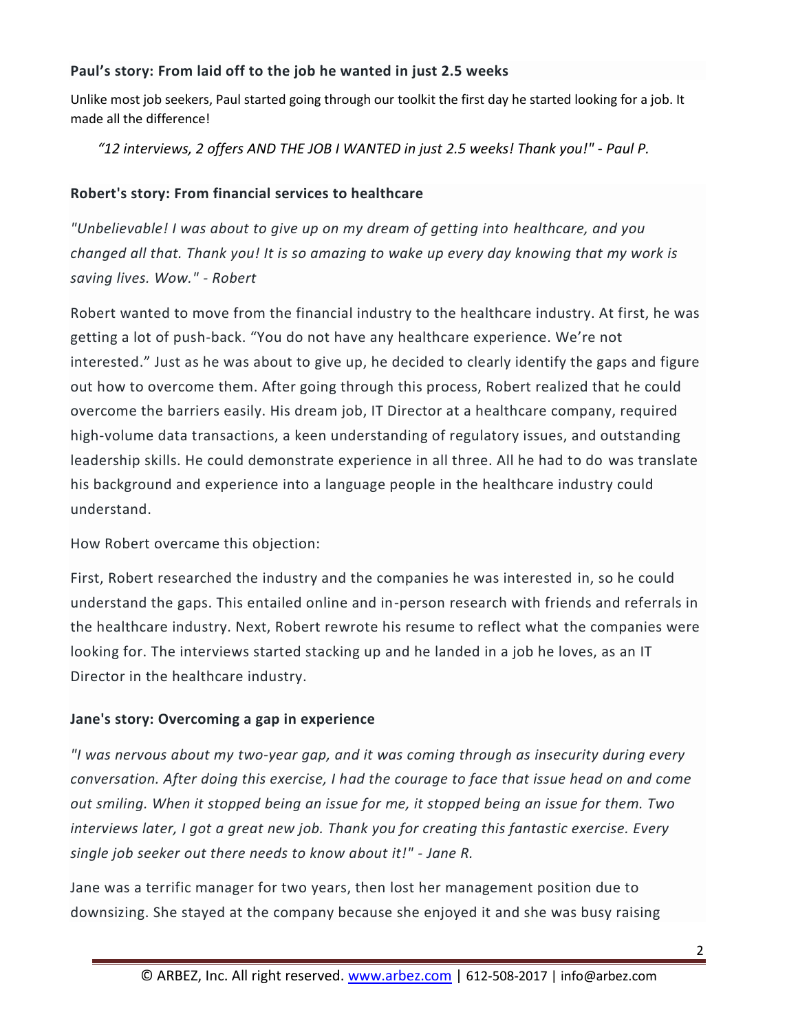**Paul's story: From laid off to the job he wanted in just 2.5 weeks**

Unlike most job seekers, Paul started going through our toolkit the first day he started looking for a job. It made all the difference!

*"12 interviews, 2 offers AND THE JOB I WANTED in just 2.5 weeks! Thank you!" - Paul P.*

**Robert's story: From financial services to healthcare**

*"Unbelievable! I was about to give up on my dream of getting into healthcare, and you changed all that. Thank you! It is so amazing to wake up every day knowing that my work is saving lives. Wow." - Robert*

Robert wanted to move from the financial industry to the healthcare industry. At first, he was getting a lot of push-back. "You do not have any healthcare experience. We're not interested." Just as he was about to give up, he decided to clearly identify the gaps and figure out how to overcome them. After going through this process, Robert realized that he could overcome the barriers easily. His dream job, IT Director at a healthcare company, required high-volume data transactions, a keen understanding of regulatory issues, and outstanding leadership skills. He could demonstrate experience in all three. All he had to do was translate his background and experience into a language people in the healthcare industry could understand.

How Robert overcame this objection:

First, Robert researched the industry and the companies he was interested in, so he could understand the gaps. This entailed online and in-person research with friends and referrals in the healthcare industry. Next, Robert rewrote his resume to reflect what the companies were looking for. The interviews started stacking up and he landed in a job he loves, as an IT Director in the healthcare industry.

**Jane's story: Overcoming a gap in experience**

*"I was nervous about my two-year gap, and it was coming through as insecurity during every conversation. After doing this exercise, I had the courage to face that issue head on and come out smiling. When it stopped being an issue for me, it stopped being an issue for them. Two interviews later, I got a great new job. Thank you for creating this fantastic exercise. Every single job seeker out there needs to know about it!" - Jane R.*

Jane was a terrific manager for two years, then lost her management position due to downsizing. She stayed at the company because she enjoyed it and she was busy raising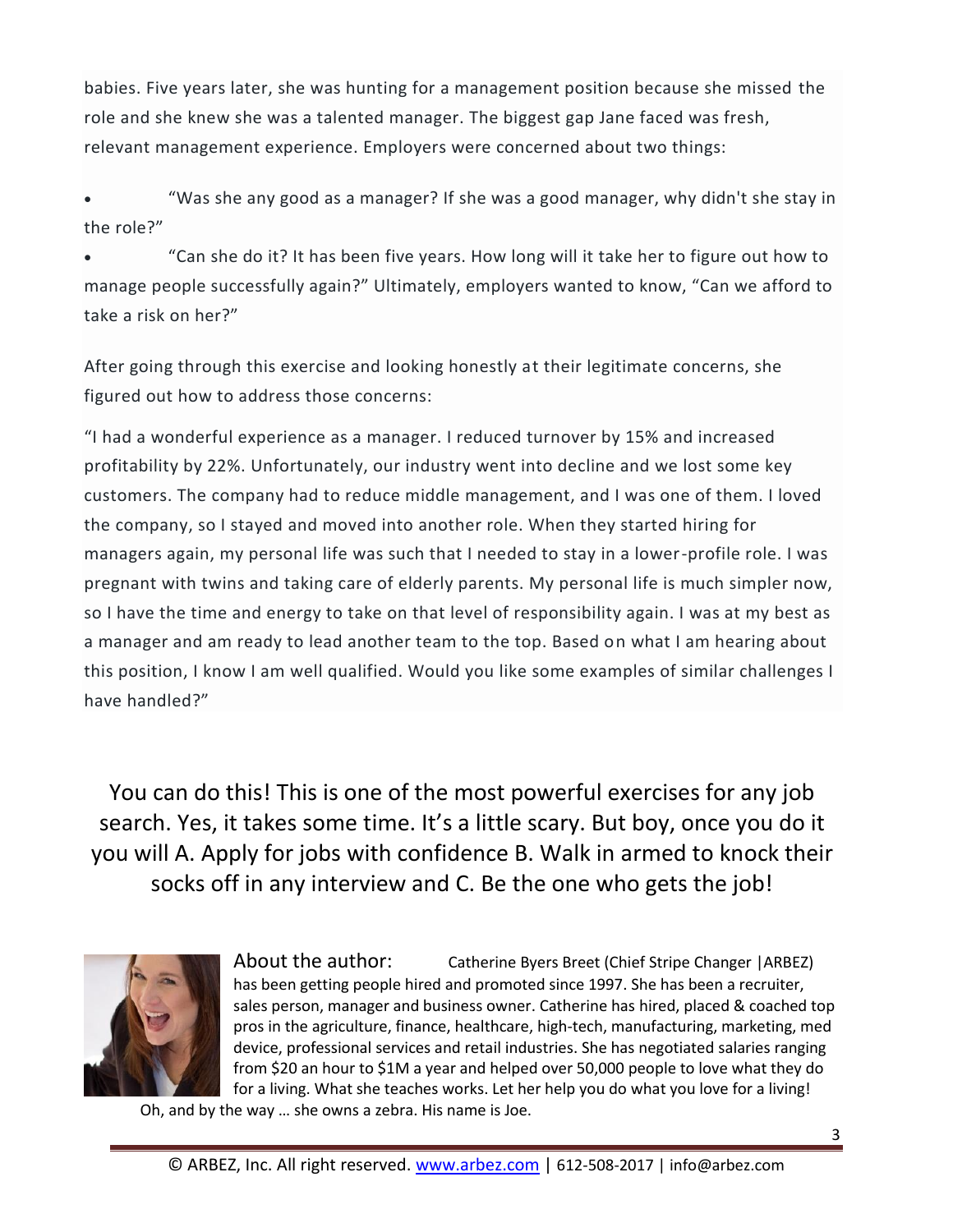babies. Five years later, she was hunting for a management position because she missed the role and she knew she was a talented manager. The biggest gap Jane faced was fresh, relevant management experience. Employers were concerned about two things:

- "Was she any good as a manager? If she was a good manager, why didn't she stay in the role?"
- "Can she do it? It has been five years. How long will it take her to figure out how to manage people successfully again?" Ultimately, employers wanted to know, "Can we afford to take a risk on her?"

After going through this exercise and looking honestly at their legitimate concerns, she figured out how to address those concerns:

"I had a wonderful experience as a manager. I reduced turnover by 15% and increased profitability by 22%. Unfortunately, our industry went into decline and we lost some key customers. The company had to reduce middle management, and I was one of them. I loved the company, so I stayed and moved into another role. When they started hiring for managers again, my personal life was such that I needed to stay in a lower-profile role. I was pregnant with twins and taking care of elderly parents. My personal life is much simpler now, so I have the time and energy to take on that level of responsibility again. I was at my best as a manager and am ready to lead another team to the top. Based on what I am hearing about this position, I know I am well qualified. Would you like some examples of similar challenges I have handled?"

You can do this! This is one of the most powerful exercises for any job search. Yes, it takes some time. It's a little scary. But boy, once you do it you will A. Apply for jobs with confidence B. Walk in armed to knock their socks off in any interview and C. Be the one who gets the job!

About the author: Catherine Byers Breet (Chief Stripe Changer |ARBEZ) has been getting people hired and promoted since 1997. She has been a recruiter, sales person, manager and business owner. Catherine has hired, placed & coached top pros in the agriculture, finance, healthcare, high-tech, manufacturing, marketing, med device, professional services and retail industries. She has negotiated salaries ranging from $20 an hour to $1M a year and helped over 50,000 people to love what they do for a living. What she teaches works. Let her help you do what you love for a living! Oh, and by the way … she owns a zebra. His name is Joe.

© ARBEZ, Inc. All right reserved. www.arbez.com | 612-508-2017 | info@arbez.com